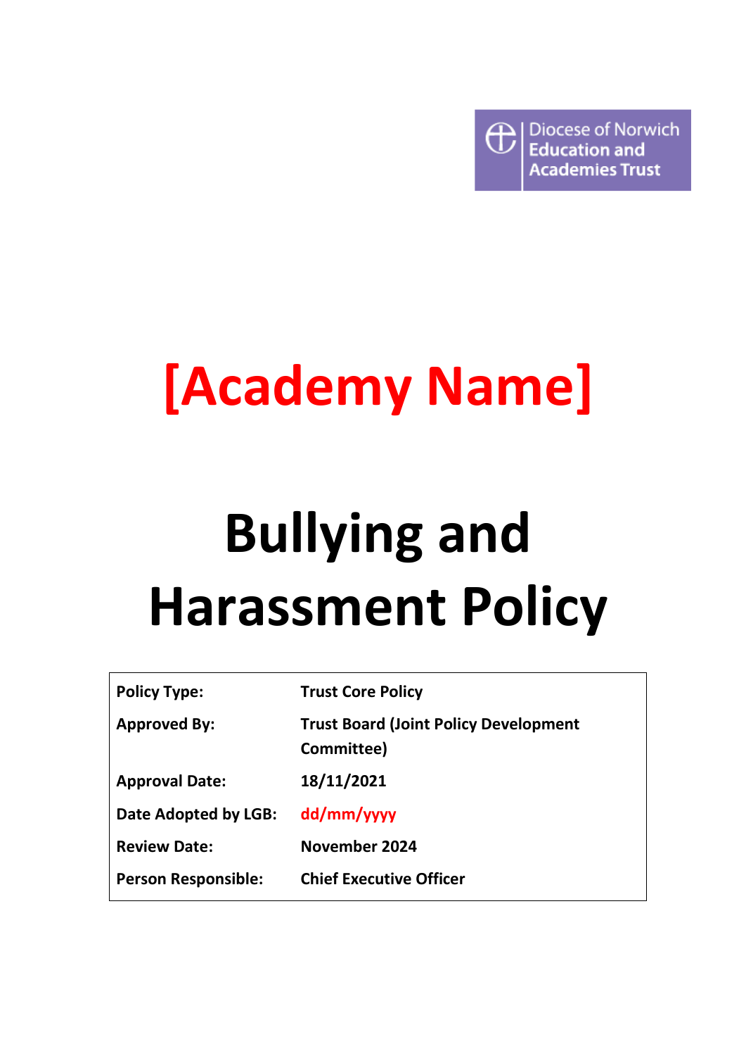Diocese of Norwich Education and Academies Trust

# [Academy Name]

# Bullying and Harassment Policy

| | |
|---|---|
| **Policy Type:** | **Trust Core Policy** |
| **Approved By:** | **Trust Board (Joint Policy Development Committee)** |
| **Approval Date:** | **18/11/2021** |
| **Date Adopted by LGB:** | **dd/mm/yyyy** |
| **Review Date:** | **November 2024** |
| **Person Responsible:** | **Chief Executive Officer** |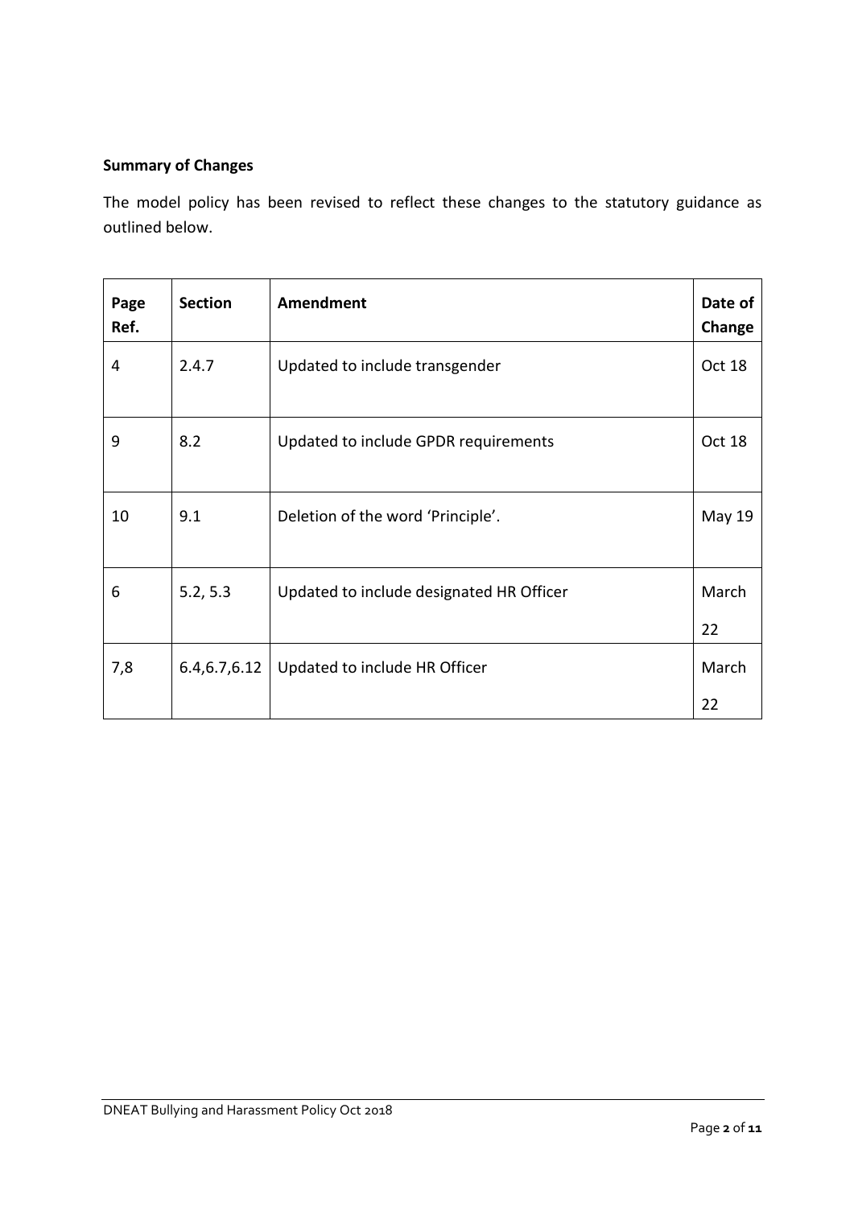**Summary of Changes**

The model policy has been revised to reflect these changes to the statutory guidance as outlined below.

| Page Ref. | Section | Amendment | Date of Change |
|---|---|---|---|
| 4 | 2.4.7 | Updated to include transgender | Oct 18 |
| 9 | 8.2 | Updated to include GPDR requirements | Oct 18 |
| 10 | 9.1 | Deletion of the word 'Principle'. | May 19 |
| 6 | 5.2, 5.3 | Updated to include designated HR Officer | March 22 |
| 7,8 | 6.4,6.7,6.12 | Updated to include HR Officer | March 22 |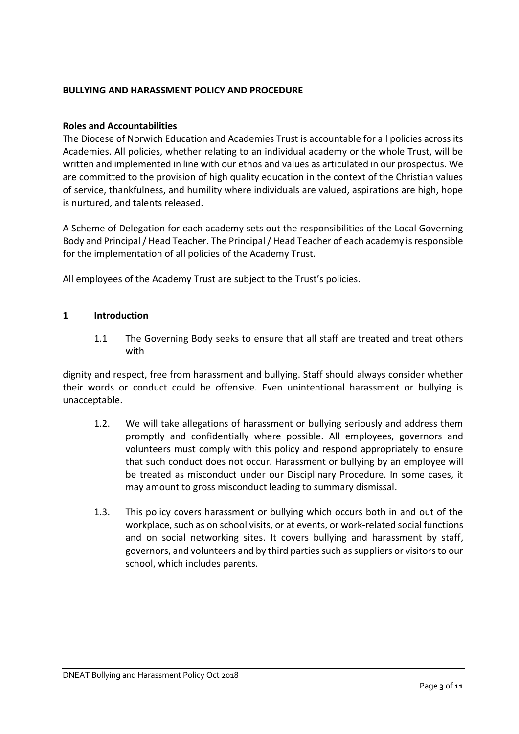**BULLYING AND HARASSMENT POLICY AND PROCEDURE**

**Roles and Accountabilities**

The Diocese of Norwich Education and Academies Trust is accountable for all policies across its Academies. All policies, whether relating to an individual academy or the whole Trust, will be written and implemented in line with our ethos and values as articulated in our prospectus. We are committed to the provision of high quality education in the context of the Christian values of service, thankfulness, and humility where individuals are valued, aspirations are high, hope is nurtured, and talents released.

A Scheme of Delegation for each academy sets out the responsibilities of the Local Governing Body and Principal / Head Teacher. The Principal / Head Teacher of each academy is responsible for the implementation of all policies of the Academy Trust.

All employees of the Academy Trust are subject to the Trust's policies.

## 1 Introduction

1.1 The Governing Body seeks to ensure that all staff are treated and treat others with dignity and respect, free from harassment and bullying. Staff should always consider whether their words or conduct could be offensive. Even unintentional harassment or bullying is unacceptable.

1.2. We will take allegations of harassment or bullying seriously and address them promptly and confidentially where possible. All employees, governors and volunteers must comply with this policy and respond appropriately to ensure that such conduct does not occur. Harassment or bullying by an employee will be treated as misconduct under our Disciplinary Procedure. In some cases, it may amount to gross misconduct leading to summary dismissal.

1.3. This policy covers harassment or bullying which occurs both in and out of the workplace, such as on school visits, or at events, or work-related social functions and on social networking sites. It covers bullying and harassment by staff, governors, and volunteers and by third parties such as suppliers or visitors to our school, which includes parents.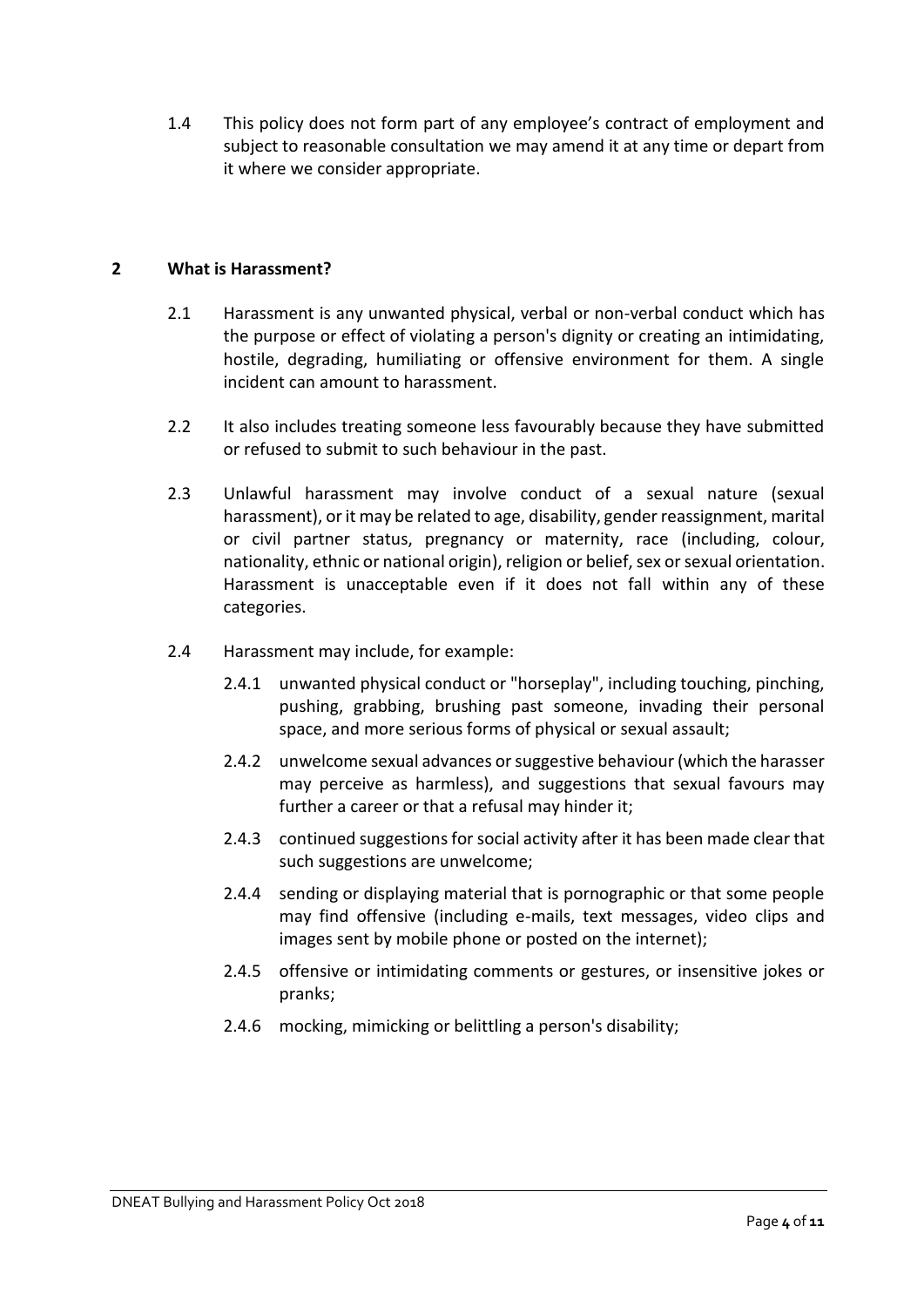1.4 This policy does not form part of any employee's contract of employment and subject to reasonable consultation we may amend it at any time or depart from it where we consider appropriate.

## 2 What is Harassment?

2.1 Harassment is any unwanted physical, verbal or non-verbal conduct which has the purpose or effect of violating a person's dignity or creating an intimidating, hostile, degrading, humiliating or offensive environment for them. A single incident can amount to harassment.

2.2 It also includes treating someone less favourably because they have submitted or refused to submit to such behaviour in the past.

2.3 Unlawful harassment may involve conduct of a sexual nature (sexual harassment), or it may be related to age, disability, gender reassignment, marital or civil partner status, pregnancy or maternity, race (including, colour, nationality, ethnic or national origin), religion or belief, sex or sexual orientation. Harassment is unacceptable even if it does not fall within any of these categories.

2.4 Harassment may include, for example:

2.4.1 unwanted physical conduct or "horseplay", including touching, pinching, pushing, grabbing, brushing past someone, invading their personal space, and more serious forms of physical or sexual assault;

2.4.2 unwelcome sexual advances or suggestive behaviour (which the harasser may perceive as harmless), and suggestions that sexual favours may further a career or that a refusal may hinder it;

2.4.3 continued suggestions for social activity after it has been made clear that such suggestions are unwelcome;

2.4.4 sending or displaying material that is pornographic or that some people may find offensive (including e-mails, text messages, video clips and images sent by mobile phone or posted on the internet);

2.4.5 offensive or intimidating comments or gestures, or insensitive jokes or pranks;

2.4.6 mocking, mimicking or belittling a person's disability;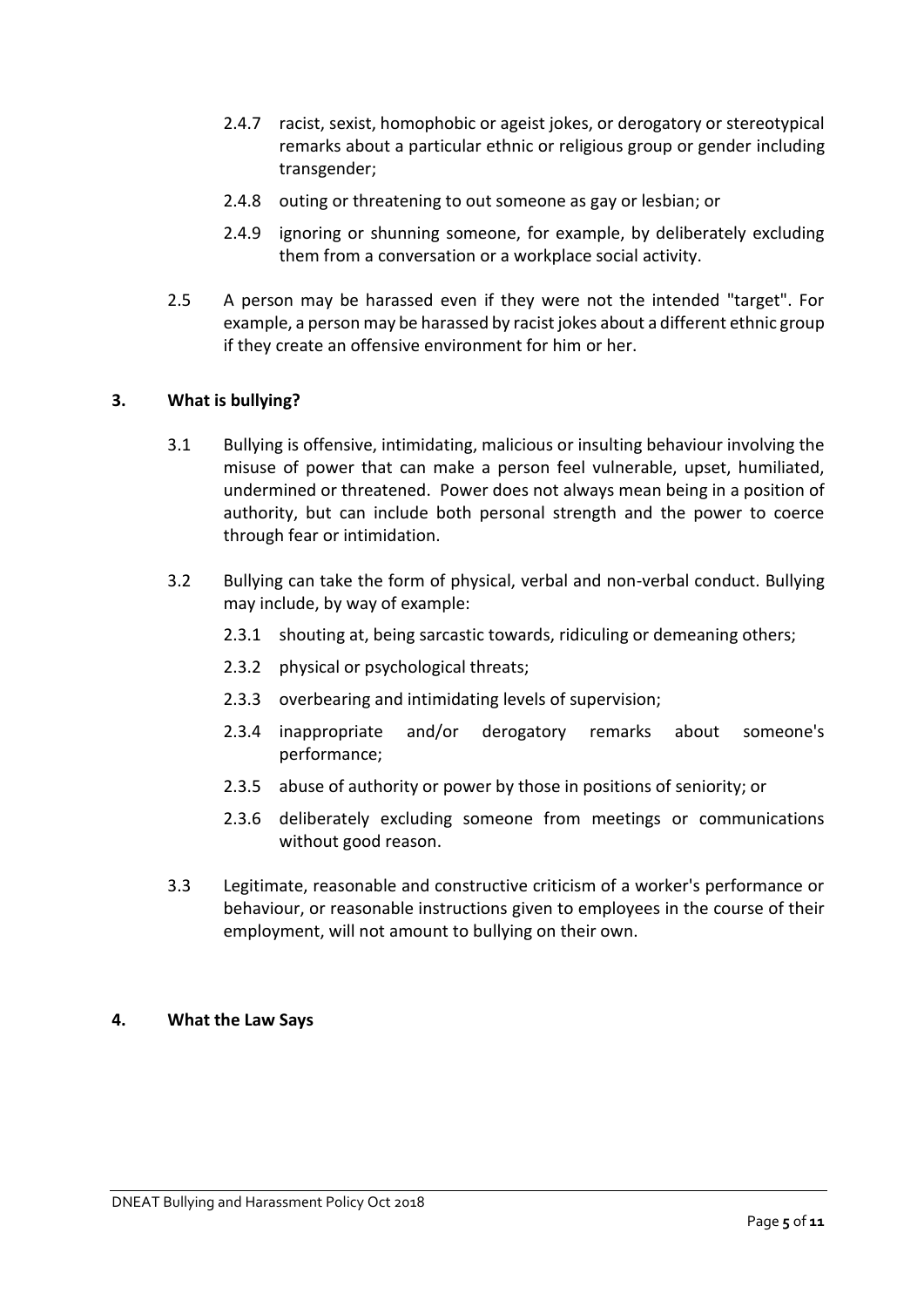2.4.7 racist, sexist, homophobic or ageist jokes, or derogatory or stereotypical remarks about a particular ethnic or religious group or gender including transgender;

2.4.8 outing or threatening to out someone as gay or lesbian; or

2.4.9 ignoring or shunning someone, for example, by deliberately excluding them from a conversation or a workplace social activity.

2.5 A person may be harassed even if they were not the intended "target". For example, a person may be harassed by racist jokes about a different ethnic group if they create an offensive environment for him or her.

## 3. What is bullying?

3.1 Bullying is offensive, intimidating, malicious or insulting behaviour involving the misuse of power that can make a person feel vulnerable, upset, humiliated, undermined or threatened. Power does not always mean being in a position of authority, but can include both personal strength and the power to coerce through fear or intimidation.

3.2 Bullying can take the form of physical, verbal and non-verbal conduct. Bullying may include, by way of example:

2.3.1 shouting at, being sarcastic towards, ridiculing or demeaning others;

2.3.2 physical or psychological threats;

2.3.3 overbearing and intimidating levels of supervision;

2.3.4 inappropriate and/or derogatory remarks about someone's performance;

2.3.5 abuse of authority or power by those in positions of seniority; or

2.3.6 deliberately excluding someone from meetings or communications without good reason.

3.3 Legitimate, reasonable and constructive criticism of a worker's performance or behaviour, or reasonable instructions given to employees in the course of their employment, will not amount to bullying on their own.

## 4. What the Law Says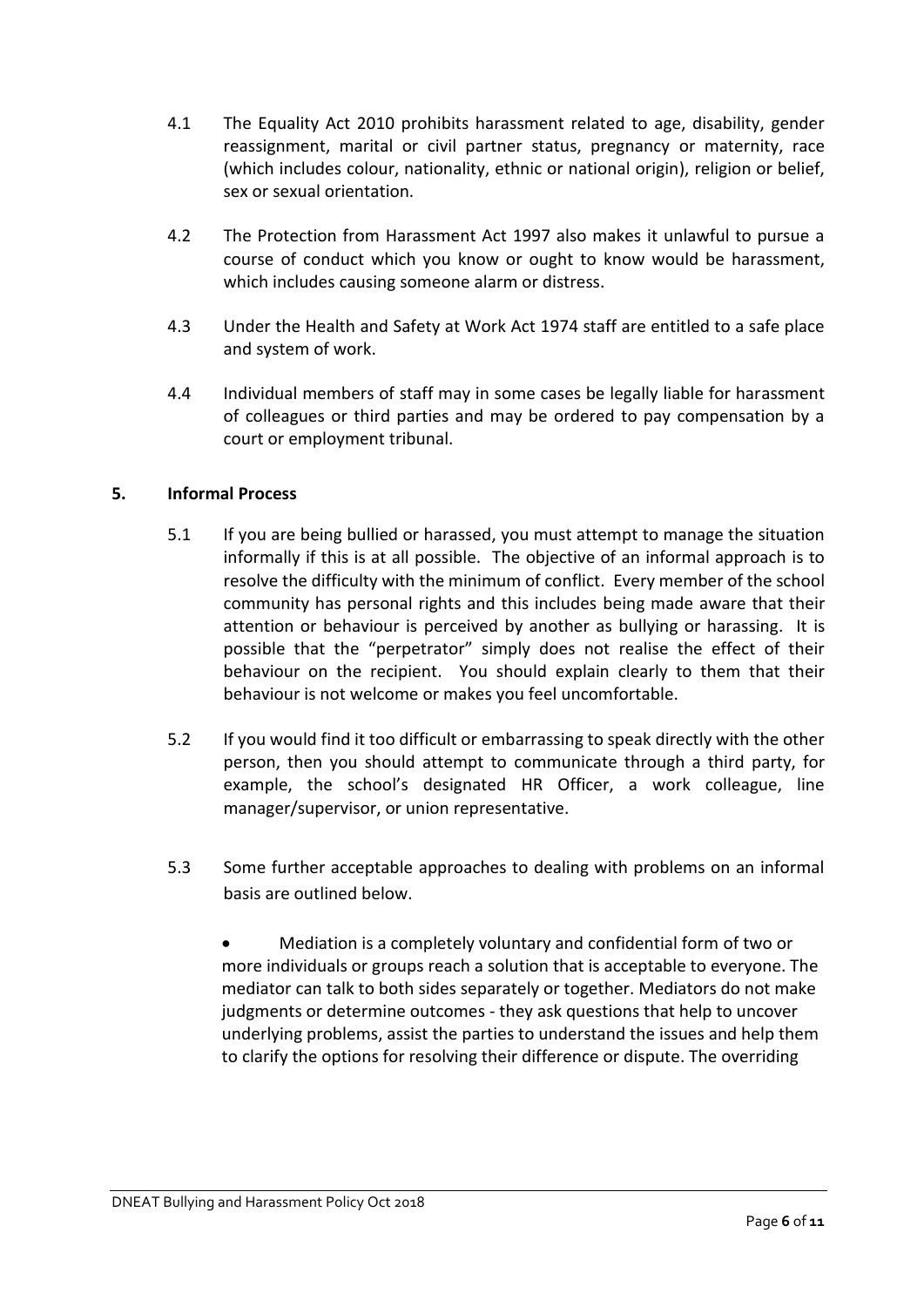4.1 The Equality Act 2010 prohibits harassment related to age, disability, gender reassignment, marital or civil partner status, pregnancy or maternity, race (which includes colour, nationality, ethnic or national origin), religion or belief, sex or sexual orientation.

4.2 The Protection from Harassment Act 1997 also makes it unlawful to pursue a course of conduct which you know or ought to know would be harassment, which includes causing someone alarm or distress.

4.3 Under the Health and Safety at Work Act 1974 staff are entitled to a safe place and system of work.

4.4 Individual members of staff may in some cases be legally liable for harassment of colleagues or third parties and may be ordered to pay compensation by a court or employment tribunal.

## 5. Informal Process

5.1 If you are being bullied or harassed, you must attempt to manage the situation informally if this is at all possible. The objective of an informal approach is to resolve the difficulty with the minimum of conflict. Every member of the school community has personal rights and this includes being made aware that their attention or behaviour is perceived by another as bullying or harassing. It is possible that the "perpetrator" simply does not realise the effect of their behaviour on the recipient. You should explain clearly to them that their behaviour is not welcome or makes you feel uncomfortable.

5.2 If you would find it too difficult or embarrassing to speak directly with the other person, then you should attempt to communicate through a third party, for example, the school's designated HR Officer, a work colleague, line manager/supervisor, or union representative.

5.3 Some further acceptable approaches to dealing with problems on an informal basis are outlined below.

- Mediation is a completely voluntary and confidential form of two or more individuals or groups reach a solution that is acceptable to everyone. The mediator can talk to both sides separately or together. Mediators do not make judgments or determine outcomes - they ask questions that help to uncover underlying problems, assist the parties to understand the issues and help them to clarify the options for resolving their difference or dispute. The overriding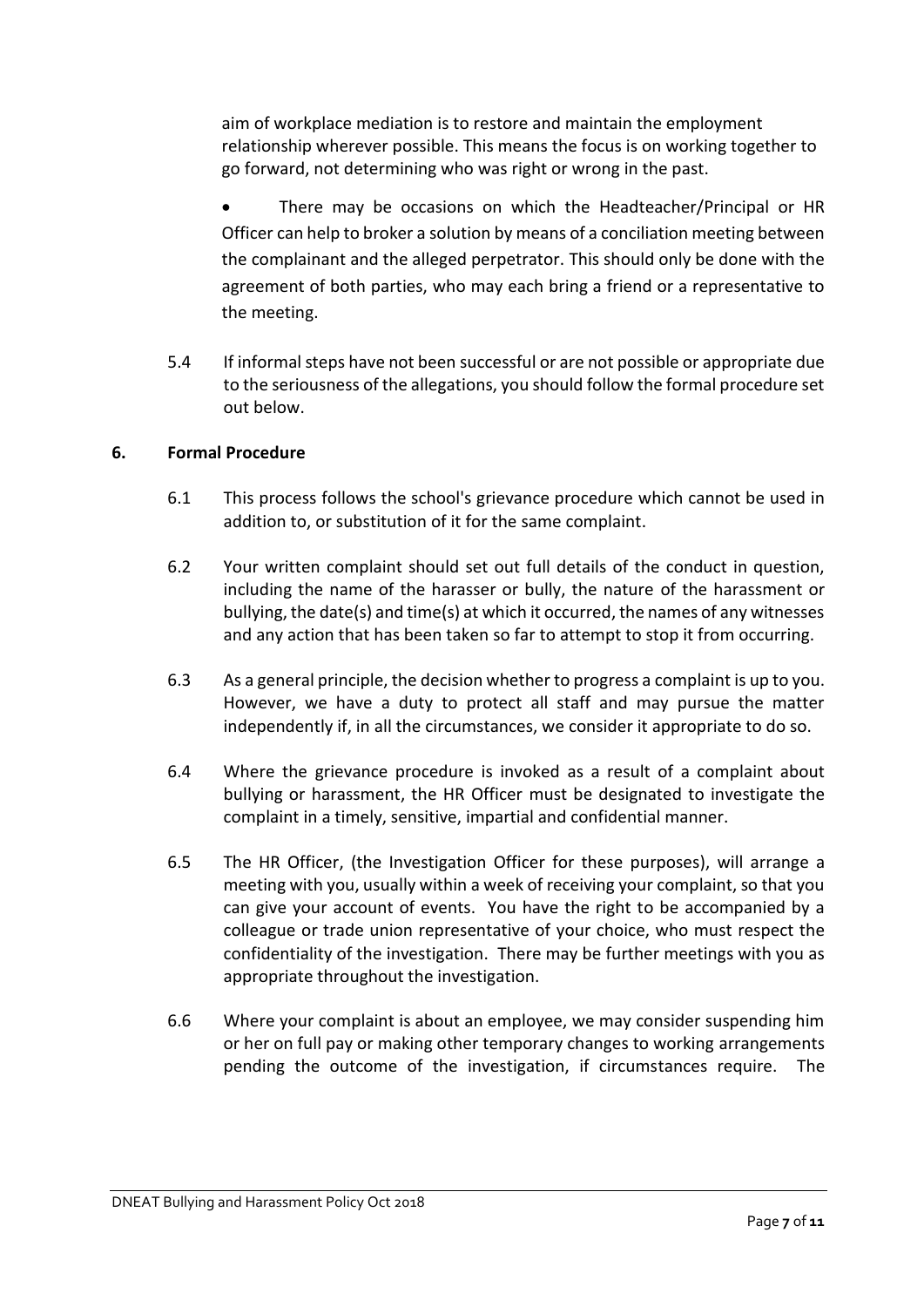aim of workplace mediation is to restore and maintain the employment relationship wherever possible. This means the focus is on working together to go forward, not determining who was right or wrong in the past.

- There may be occasions on which the Headteacher/Principal or HR Officer can help to broker a solution by means of a conciliation meeting between the complainant and the alleged perpetrator. This should only be done with the agreement of both parties, who may each bring a friend or a representative to the meeting.

5.4 If informal steps have not been successful or are not possible or appropriate due to the seriousness of the allegations, you should follow the formal procedure set out below.

## 6. Formal Procedure

6.1 This process follows the school's grievance procedure which cannot be used in addition to, or substitution of it for the same complaint.

6.2 Your written complaint should set out full details of the conduct in question, including the name of the harasser or bully, the nature of the harassment or bullying, the date(s) and time(s) at which it occurred, the names of any witnesses and any action that has been taken so far to attempt to stop it from occurring.

6.3 As a general principle, the decision whether to progress a complaint is up to you. However, we have a duty to protect all staff and may pursue the matter independently if, in all the circumstances, we consider it appropriate to do so.

6.4 Where the grievance procedure is invoked as a result of a complaint about bullying or harassment, the HR Officer must be designated to investigate the complaint in a timely, sensitive, impartial and confidential manner.

6.5 The HR Officer, (the Investigation Officer for these purposes), will arrange a meeting with you, usually within a week of receiving your complaint, so that you can give your account of events. You have the right to be accompanied by a colleague or trade union representative of your choice, who must respect the confidentiality of the investigation. There may be further meetings with you as appropriate throughout the investigation.

6.6 Where your complaint is about an employee, we may consider suspending him or her on full pay or making other temporary changes to working arrangements pending the outcome of the investigation, if circumstances require. The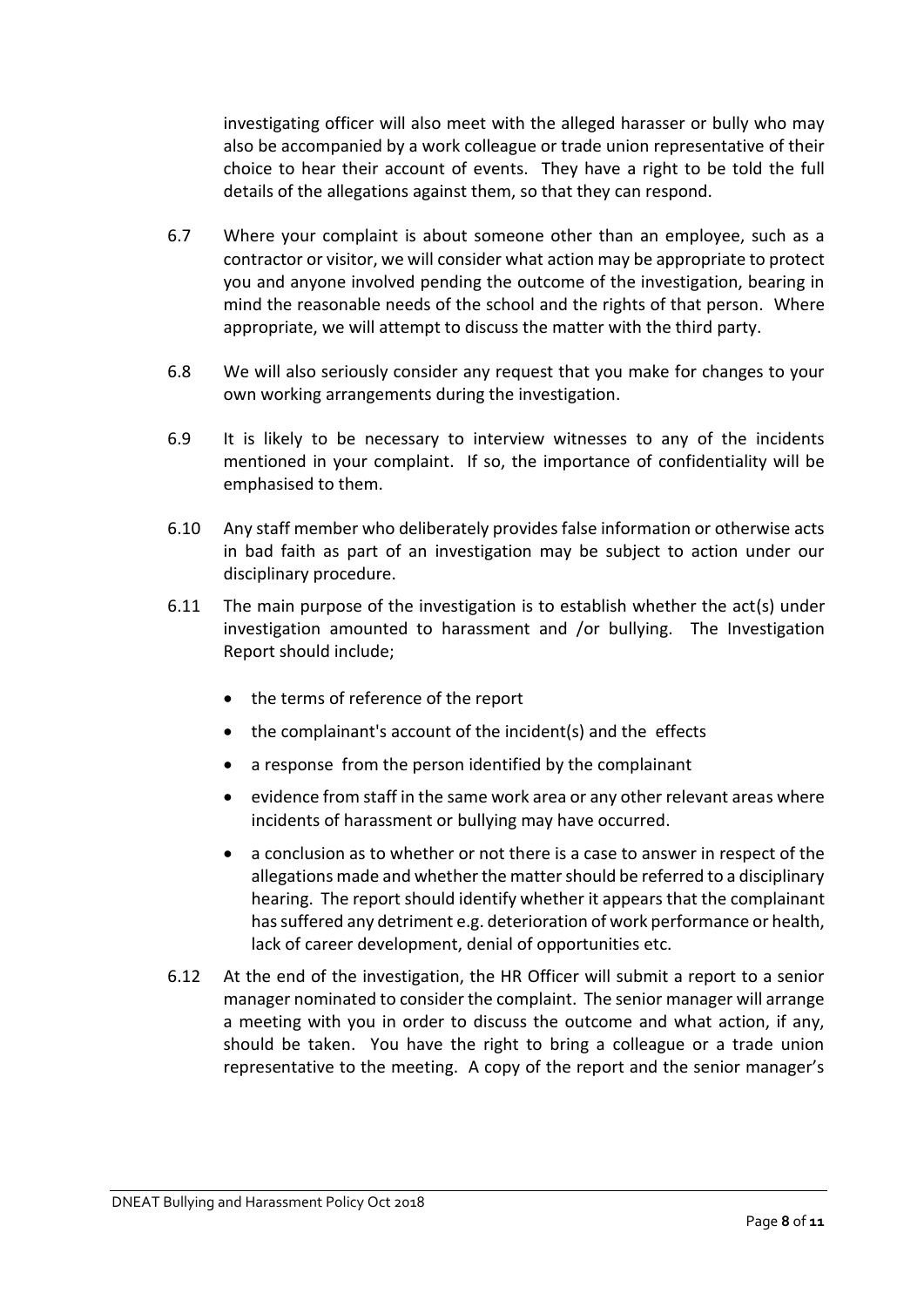investigating officer will also meet with the alleged harasser or bully who may also be accompanied by a work colleague or trade union representative of their choice to hear their account of events. They have a right to be told the full details of the allegations against them, so that they can respond.

6.7 Where your complaint is about someone other than an employee, such as a contractor or visitor, we will consider what action may be appropriate to protect you and anyone involved pending the outcome of the investigation, bearing in mind the reasonable needs of the school and the rights of that person. Where appropriate, we will attempt to discuss the matter with the third party.

6.8 We will also seriously consider any request that you make for changes to your own working arrangements during the investigation.

6.9 It is likely to be necessary to interview witnesses to any of the incidents mentioned in your complaint. If so, the importance of confidentiality will be emphasised to them.

6.10 Any staff member who deliberately provides false information or otherwise acts in bad faith as part of an investigation may be subject to action under our disciplinary procedure.

6.11 The main purpose of the investigation is to establish whether the act(s) under investigation amounted to harassment and /or bullying. The Investigation Report should include;

- the terms of reference of the report
- the complainant's account of the incident(s) and the effects
- a response from the person identified by the complainant
- evidence from staff in the same work area or any other relevant areas where incidents of harassment or bullying may have occurred.
- a conclusion as to whether or not there is a case to answer in respect of the allegations made and whether the matter should be referred to a disciplinary hearing. The report should identify whether it appears that the complainant has suffered any detriment e.g. deterioration of work performance or health, lack of career development, denial of opportunities etc.

6.12 At the end of the investigation, the HR Officer will submit a report to a senior manager nominated to consider the complaint. The senior manager will arrange a meeting with you in order to discuss the outcome and what action, if any, should be taken. You have the right to bring a colleague or a trade union representative to the meeting. A copy of the report and the senior manager's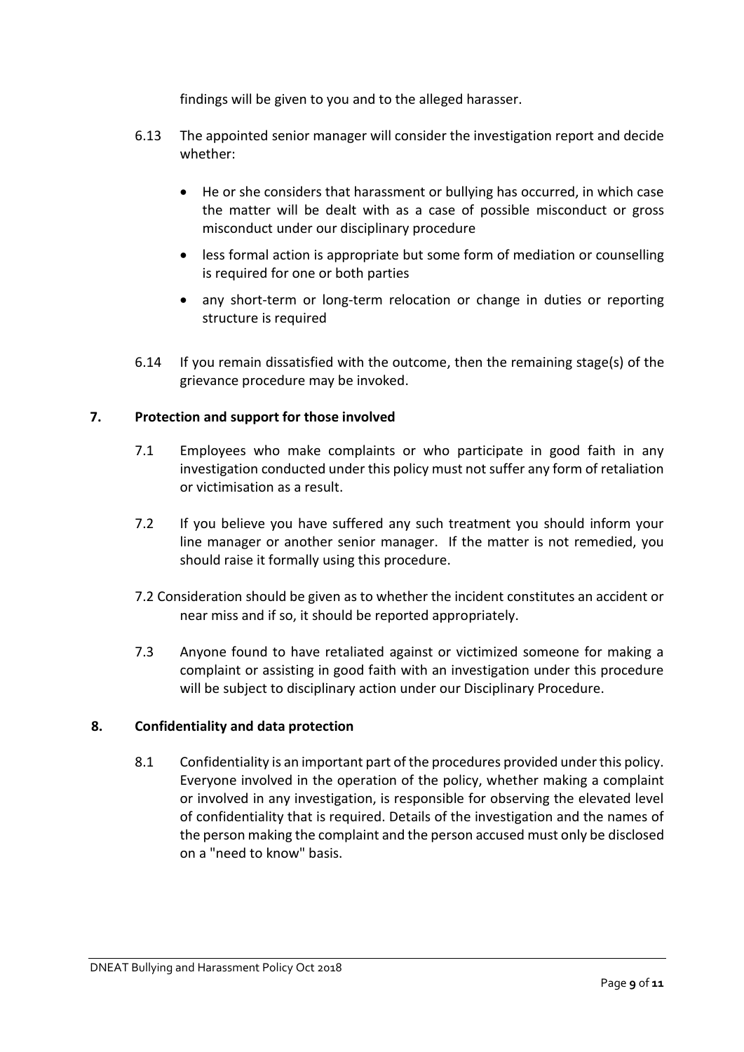findings will be given to you and to the alleged harasser.

6.13 The appointed senior manager will consider the investigation report and decide whether:

- He or she considers that harassment or bullying has occurred, in which case the matter will be dealt with as a case of possible misconduct or gross misconduct under our disciplinary procedure
- less formal action is appropriate but some form of mediation or counselling is required for one or both parties
- any short-term or long-term relocation or change in duties or reporting structure is required

6.14 If you remain dissatisfied with the outcome, then the remaining stage(s) of the grievance procedure may be invoked.

## 7. Protection and support for those involved

7.1 Employees who make complaints or who participate in good faith in any investigation conducted under this policy must not suffer any form of retaliation or victimisation as a result.

7.2 If you believe you have suffered any such treatment you should inform your line manager or another senior manager. If the matter is not remedied, you should raise it formally using this procedure.

7.2 Consideration should be given as to whether the incident constitutes an accident or near miss and if so, it should be reported appropriately.

7.3 Anyone found to have retaliated against or victimized someone for making a complaint or assisting in good faith with an investigation under this procedure will be subject to disciplinary action under our Disciplinary Procedure.

## 8. Confidentiality and data protection

8.1 Confidentiality is an important part of the procedures provided under this policy. Everyone involved in the operation of the policy, whether making a complaint or involved in any investigation, is responsible for observing the elevated level of confidentiality that is required. Details of the investigation and the names of the person making the complaint and the person accused must only be disclosed on a "need to know" basis.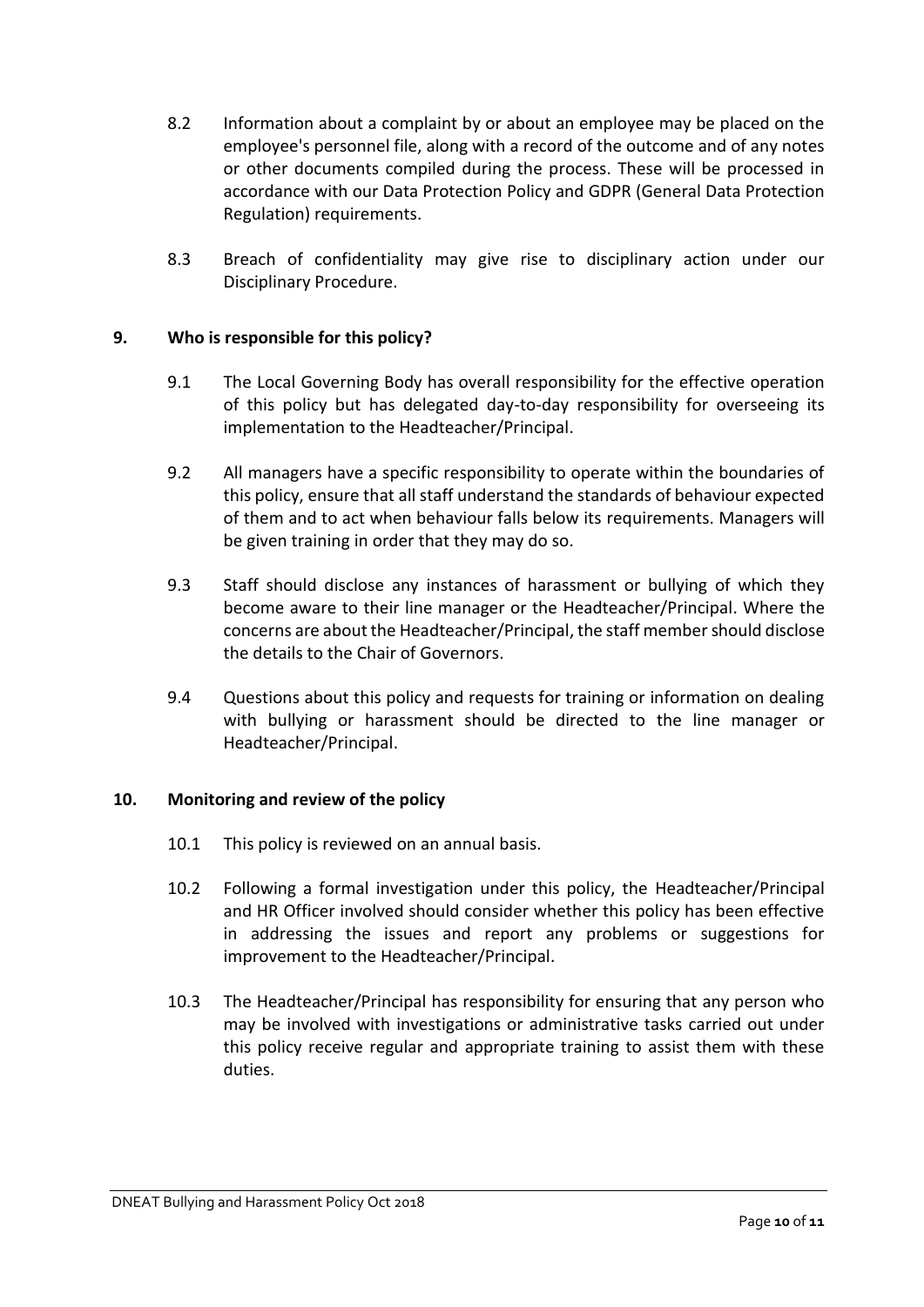8.2 Information about a complaint by or about an employee may be placed on the employee's personnel file, along with a record of the outcome and of any notes or other documents compiled during the process. These will be processed in accordance with our Data Protection Policy and GDPR (General Data Protection Regulation) requirements.

8.3 Breach of confidentiality may give rise to disciplinary action under our Disciplinary Procedure.

## 9. Who is responsible for this policy?

9.1 The Local Governing Body has overall responsibility for the effective operation of this policy but has delegated day-to-day responsibility for overseeing its implementation to the Headteacher/Principal.

9.2 All managers have a specific responsibility to operate within the boundaries of this policy, ensure that all staff understand the standards of behaviour expected of them and to act when behaviour falls below its requirements. Managers will be given training in order that they may do so.

9.3 Staff should disclose any instances of harassment or bullying of which they become aware to their line manager or the Headteacher/Principal. Where the concerns are about the Headteacher/Principal, the staff member should disclose the details to the Chair of Governors.

9.4 Questions about this policy and requests for training or information on dealing with bullying or harassment should be directed to the line manager or Headteacher/Principal.

## 10. Monitoring and review of the policy

10.1 This policy is reviewed on an annual basis.

10.2 Following a formal investigation under this policy, the Headteacher/Principal and HR Officer involved should consider whether this policy has been effective in addressing the issues and report any problems or suggestions for improvement to the Headteacher/Principal.

10.3 The Headteacher/Principal has responsibility for ensuring that any person who may be involved with investigations or administrative tasks carried out under this policy receive regular and appropriate training to assist them with these duties.